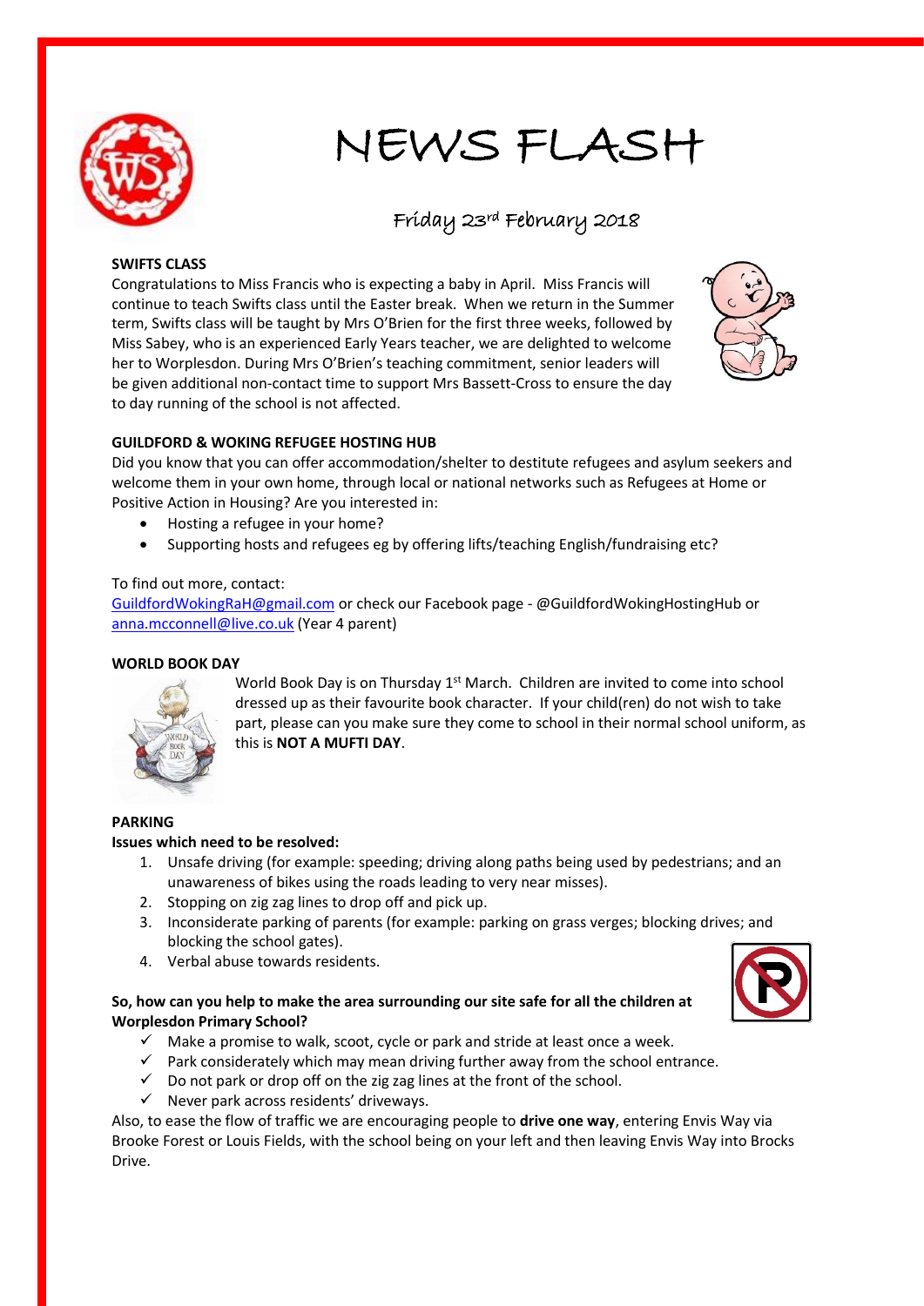# NEWS FLASH

## Friday 23rd February 2018

**SWIFTS CLASS**

Congratulations to Miss Francis who is expecting a baby in April. Miss Francis will continue to teach Swifts class until the Easter break. When we return in the Summer term, Swifts class will be taught by Mrs O'Brien for the first three weeks, followed by Miss Sabey, who is an experienced Early Years teacher, we are delighted to welcome her to Worplesdon. During Mrs O'Brien's teaching commitment, senior leaders will be given additional non-contact time to support Mrs Bassett-Cross to ensure the day to day running of the school is not affected.

**GUILDFORD & WOKING REFUGEE HOSTING HUB**

Did you know that you can offer accommodation/shelter to destitute refugees and asylum seekers and welcome them in your own home, through local or national networks such as Refugees at Home or Positive Action in Housing? Are you interested in:

- Hosting a refugee in your home?
- Supporting hosts and refugees eg by offering lifts/teaching English/fundraising etc?

To find out more, contact:
GuildfordWokingRaH@gmail.com or check our Facebook page - @GuildfordWokingHostingHub or anna.mcconnell@live.co.uk (Year 4 parent)

**WORLD BOOK DAY**

World Book Day is on Thursday 1st March. Children are invited to come into school dressed up as their favourite book character. If your child(ren) do not wish to take part, please can you make sure they come to school in their normal school uniform, as this is **NOT A MUFTI DAY**.

**PARKING**

**Issues which need to be resolved:**

1. Unsafe driving (for example: speeding; driving along paths being used by pedestrians; and an unawareness of bikes using the roads leading to very near misses).
2. Stopping on zig zag lines to drop off and pick up.
3. Inconsiderate parking of parents (for example: parking on grass verges; blocking drives; and blocking the school gates).
4. Verbal abuse towards residents.

**So, how can you help to make the area surrounding our site safe for all the children at Worplesdon Primary School?**

- ✓ Make a promise to walk, scoot, cycle or park and stride at least once a week.
- ✓ Park considerately which may mean driving further away from the school entrance.
- ✓ Do not park or drop off on the zig zag lines at the front of the school.
- ✓ Never park across residents' driveways.

Also, to ease the flow of traffic we are encouraging people to **drive one way**, entering Envis Way via Brooke Forest or Louis Fields, with the school being on your left and then leaving Envis Way into Brocks Drive.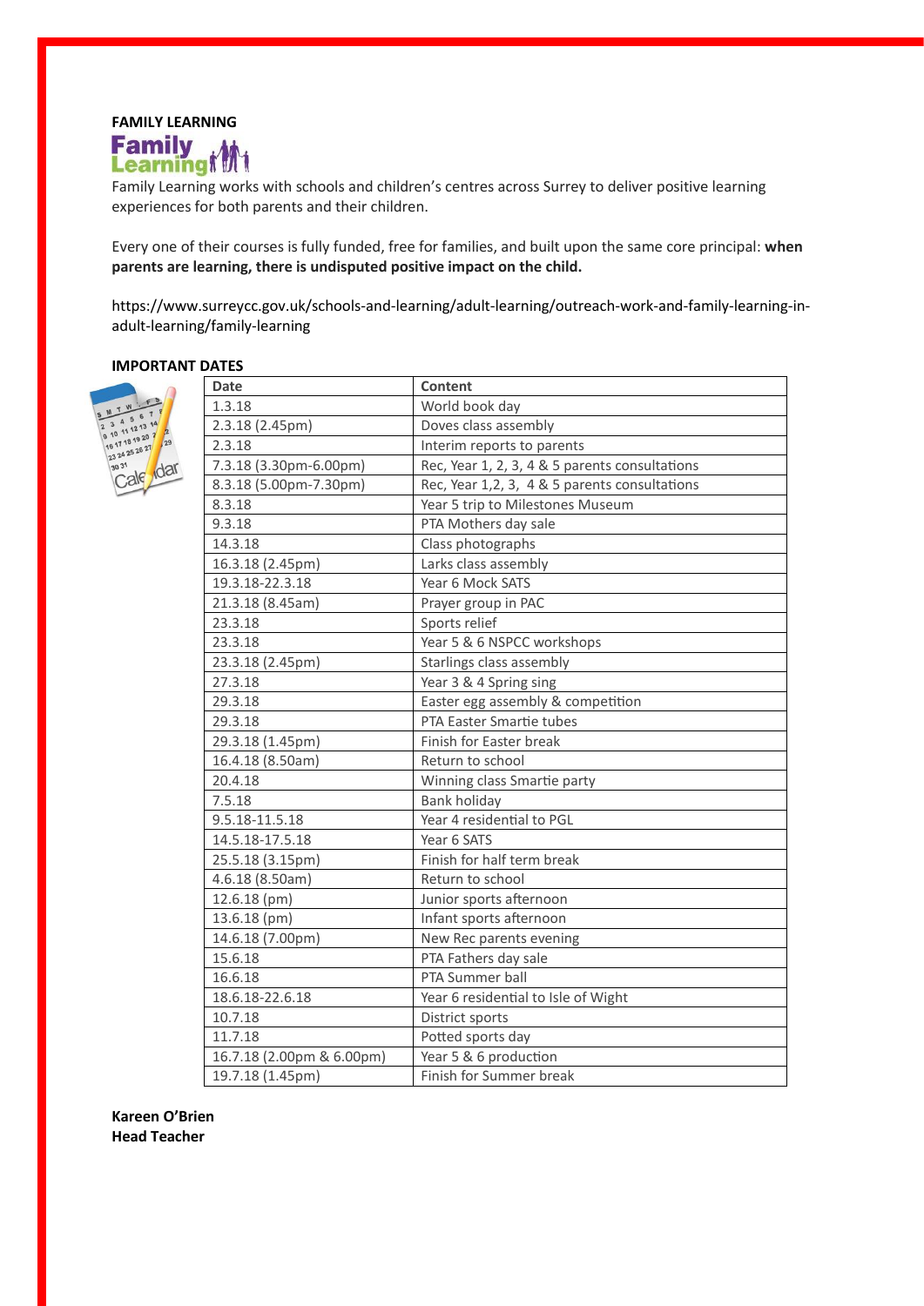## FAMILY LEARNING

Family Learning works with schools and children's centres across Surrey to deliver positive learning experiences for both parents and their children.

Every one of their courses is fully funded, free for families, and built upon the same core principal: **when parents are learning, there is undisputed positive impact on the child.**

https://www.surreycc.gov.uk/schools-and-learning/adult-learning/outreach-work-and-family-learning-in-adult-learning/family-learning

## IMPORTANT DATES

| Date | Content |
|---|---|
| 1.3.18 | World book day |
| 2.3.18 (2.45pm) | Doves class assembly |
| 2.3.18 | Interim reports to parents |
| 7.3.18 (3.30pm-6.00pm) | Rec, Year 1, 2, 3, 4 & 5 parents consultations |
| 8.3.18 (5.00pm-7.30pm) | Rec, Year 1,2, 3, 4 & 5 parents consultations |
| 8.3.18 | Year 5 trip to Milestones Museum |
| 9.3.18 | PTA Mothers day sale |
| 14.3.18 | Class photographs |
| 16.3.18 (2.45pm) | Larks class assembly |
| 19.3.18-22.3.18 | Year 6 Mock SATS |
| 21.3.18 (8.45am) | Prayer group in PAC |
| 23.3.18 | Sports relief |
| 23.3.18 | Year 5 & 6 NSPCC workshops |
| 23.3.18 (2.45pm) | Starlings class assembly |
| 27.3.18 | Year 3 & 4 Spring sing |
| 29.3.18 | Easter egg assembly & competition |
| 29.3.18 | PTA Easter Smartie tubes |
| 29.3.18 (1.45pm) | Finish for Easter break |
| 16.4.18 (8.50am) | Return to school |
| 20.4.18 | Winning class Smartie party |
| 7.5.18 | Bank holiday |
| 9.5.18-11.5.18 | Year 4 residential to PGL |
| 14.5.18-17.5.18 | Year 6 SATS |
| 25.5.18 (3.15pm) | Finish for half term break |
| 4.6.18 (8.50am) | Return to school |
| 12.6.18 (pm) | Junior sports afternoon |
| 13.6.18 (pm) | Infant sports afternoon |
| 14.6.18 (7.00pm) | New Rec parents evening |
| 15.6.18 | PTA Fathers day sale |
| 16.6.18 | PTA Summer ball |
| 18.6.18-22.6.18 | Year 6 residential to Isle of Wight |
| 10.7.18 | District sports |
| 11.7.18 | Potted sports day |
| 16.7.18 (2.00pm & 6.00pm) | Year 5 & 6 production |
| 19.7.18 (1.45pm) | Finish for Summer break |

**Kareen O'Brien**
**Head Teacher**